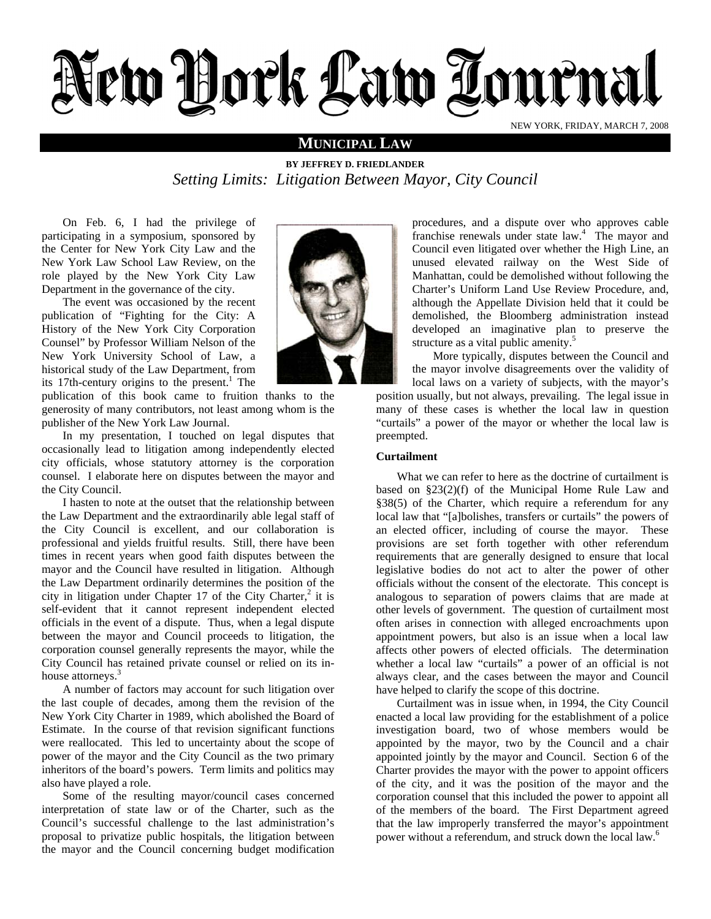# New York Law Journal

NEW YORK, FRIDAY, MARCH 7, 2008

## MUNICIPAL LAW

**BY JEFFREY D. FRIEDLANDER**

## *Setting Limits: Litigation Between Mayor, City Council*

On Feb. 6, I had the privilege of participating in a symposium, sponsored by the Center for New York City Law and the New York Law School Law Review, on the role played by the New York City Law Department in the governance of the city.

The event was occasioned by the recent publication of "Fighting for the City: A History of the New York City Corporation Counsel" by Professor William Nelson of the New York University School of Law, a historical study of the Law Department, from its 17th-century origins to the present.[1] The publication of this book came to fruition thanks to the generosity of many contributors, not least among whom is the publisher of the New York Law Journal.

In my presentation, I touched on legal disputes that occasionally lead to litigation among independently elected city officials, whose statutory attorney is the corporation counsel. I elaborate here on disputes between the mayor and the City Council.

I hasten to note at the outset that the relationship between the Law Department and the extraordinarily able legal staff of the City Council is excellent, and our collaboration is professional and yields fruitful results. Still, there have been times in recent years when good faith disputes between the mayor and the Council have resulted in litigation. Although the Law Department ordinarily determines the position of the city in litigation under Chapter 17 of the City Charter,[2] it is self-evident that it cannot represent independent elected officials in the event of a dispute. Thus, when a legal dispute between the mayor and Council proceeds to litigation, the corporation counsel generally represents the mayor, while the City Council has retained private counsel or relied on its in-house attorneys.[3]

A number of factors may account for such litigation over the last couple of decades, among them the revision of the New York City Charter in 1989, which abolished the Board of Estimate. In the course of that revision significant functions were reallocated. This led to uncertainty about the scope of power of the mayor and the City Council as the two primary inheritors of the board's powers. Term limits and politics may also have played a role.

Some of the resulting mayor/council cases concerned interpretation of state law or of the Charter, such as the Council's successful challenge to the last administration's proposal to privatize public hospitals, the litigation between the mayor and the Council concerning budget modification procedures, and a dispute over who approves cable franchise renewals under state law.[4] The mayor and Council even litigated over whether the High Line, an unused elevated railway on the West Side of Manhattan, could be demolished without following the Charter's Uniform Land Use Review Procedure, and, although the Appellate Division held that it could be demolished, the Bloomberg administration instead developed an imaginative plan to preserve the structure as a vital public amenity.[5]

More typically, disputes between the Council and the mayor involve disagreements over the validity of local laws on a variety of subjects, with the mayor's position usually, but not always, prevailing. The legal issue in many of these cases is whether the local law in question "curtails" a power of the mayor or whether the local law is preempted.

### Curtailment

What we can refer to here as the doctrine of curtailment is based on §23(2)(f) of the Municipal Home Rule Law and §38(5) of the Charter, which require a referendum for any local law that "[a]bolishes, transfers or curtails" the powers of an elected officer, including of course the mayor. These provisions are set forth together with other referendum requirements that are generally designed to ensure that local legislative bodies do not act to alter the power of other officials without the consent of the electorate. This concept is analogous to separation of powers claims that are made at other levels of government. The question of curtailment most often arises in connection with alleged encroachments upon appointment powers, but also is an issue when a local law affects other powers of elected officials. The determination whether a local law "curtails" a power of an official is not always clear, and the cases between the mayor and Council have helped to clarify the scope of this doctrine.

Curtailment was in issue when, in 1994, the City Council enacted a local law providing for the establishment of a police investigation board, two of whose members would be appointed by the mayor, two by the Council and a chair appointed jointly by the mayor and Council. Section 6 of the Charter provides the mayor with the power to appoint officers of the city, and it was the position of the mayor and the corporation counsel that this included the power to appoint all of the members of the board. The First Department agreed that the law improperly transferred the mayor's appointment power without a referendum, and struck down the local law.[6]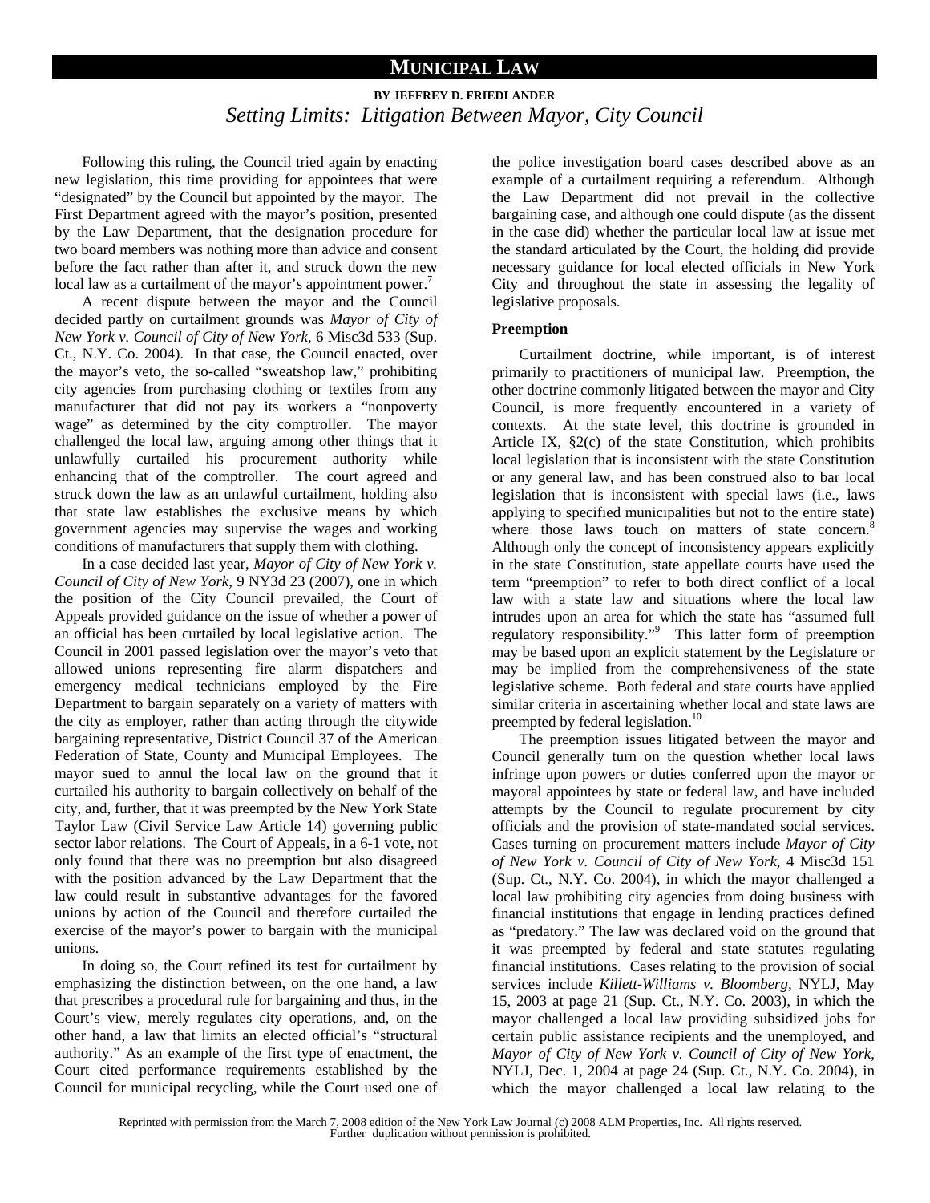Following this ruling, the Council tried again by enacting new legislation, this time providing for appointees that were "designated" by the Council but appointed by the mayor. The First Department agreed with the mayor's position, presented by the Law Department, that the designation procedure for two board members was nothing more than advice and consent before the fact rather than after it, and struck down the new local law as a curtailment of the mayor's appointment power.[7]

A recent dispute between the mayor and the Council decided partly on curtailment grounds was *Mayor of City of New York v. Council of City of New York*, 6 Misc3d 533 (Sup. Ct., N.Y. Co. 2004). In that case, the Council enacted, over the mayor's veto, the so-called "sweatshop law," prohibiting city agencies from purchasing clothing or textiles from any manufacturer that did not pay its workers a "nonpoverty wage" as determined by the city comptroller. The mayor challenged the local law, arguing among other things that it unlawfully curtailed his procurement authority while enhancing that of the comptroller. The court agreed and struck down the law as an unlawful curtailment, holding also that state law establishes the exclusive means by which government agencies may supervise the wages and working conditions of manufacturers that supply them with clothing.

In a case decided last year, *Mayor of City of New York v. Council of City of New York*, 9 NY3d 23 (2007), one in which the position of the City Council prevailed, the Court of Appeals provided guidance on the issue of whether a power of an official has been curtailed by local legislative action. The Council in 2001 passed legislation over the mayor's veto that allowed unions representing fire alarm dispatchers and emergency medical technicians employed by the Fire Department to bargain separately on a variety of matters with the city as employer, rather than acting through the citywide bargaining representative, District Council 37 of the American Federation of State, County and Municipal Employees. The mayor sued to annul the local law on the ground that it curtailed his authority to bargain collectively on behalf of the city, and, further, that it was preempted by the New York State Taylor Law (Civil Service Law Article 14) governing public sector labor relations. The Court of Appeals, in a 6-1 vote, not only found that there was no preemption but also disagreed with the position advanced by the Law Department that the law could result in substantive advantages for the favored unions by action of the Council and therefore curtailed the exercise of the mayor's power to bargain with the municipal unions.

In doing so, the Court refined its test for curtailment by emphasizing the distinction between, on the one hand, a law that prescribes a procedural rule for bargaining and thus, in the Court's view, merely regulates city operations, and, on the other hand, a law that limits an elected official's "structural authority." As an example of the first type of enactment, the Court cited performance requirements established by the Council for municipal recycling, while the Court used one of the police investigation board cases described above as an example of a curtailment requiring a referendum. Although the Law Department did not prevail in the collective bargaining case, and although one could dispute (as the dissent in the case did) whether the particular local law at issue met the standard articulated by the Court, the holding did provide necessary guidance for local elected officials in New York City and throughout the state in assessing the legality of legislative proposals.

**Preemption**

Curtailment doctrine, while important, is of interest primarily to practitioners of municipal law. Preemption, the other doctrine commonly litigated between the mayor and City Council, is more frequently encountered in a variety of contexts. At the state level, this doctrine is grounded in Article IX, §2(c) of the state Constitution, which prohibits local legislation that is inconsistent with the state Constitution or any general law, and has been construed also to bar local legislation that is inconsistent with special laws (i.e., laws applying to specified municipalities but not to the entire state) where those laws touch on matters of state concern.[8] Although only the concept of inconsistency appears explicitly in the state Constitution, state appellate courts have used the term "preemption" to refer to both direct conflict of a local law with a state law and situations where the local law intrudes upon an area for which the state has "assumed full regulatory responsibility."[9] This latter form of preemption may be based upon an explicit statement by the Legislature or may be implied from the comprehensiveness of the state legislative scheme. Both federal and state courts have applied similar criteria in ascertaining whether local and state laws are preempted by federal legislation.[10]

The preemption issues litigated between the mayor and Council generally turn on the question whether local laws infringe upon powers or duties conferred upon the mayor or mayoral appointees by state or federal law, and have included attempts by the Council to regulate procurement by city officials and the provision of state-mandated social services. Cases turning on procurement matters include *Mayor of City of New York v. Council of City of New York*, 4 Misc3d 151 (Sup. Ct., N.Y. Co. 2004), in which the mayor challenged a local law prohibiting city agencies from doing business with financial institutions that engage in lending practices defined as "predatory." The law was declared void on the ground that it was preempted by federal and state statutes regulating financial institutions. Cases relating to the provision of social services include *Killett-Williams v. Bloomberg*, NYLJ, May 15, 2003 at page 21 (Sup. Ct., N.Y. Co. 2003), in which the mayor challenged a local law providing subsidized jobs for certain public assistance recipients and the unemployed, and *Mayor of City of New York v. Council of City of New York,* NYLJ, Dec. 1, 2004 at page 24 (Sup. Ct., N.Y. Co. 2004), in which the mayor challenged a local law relating to the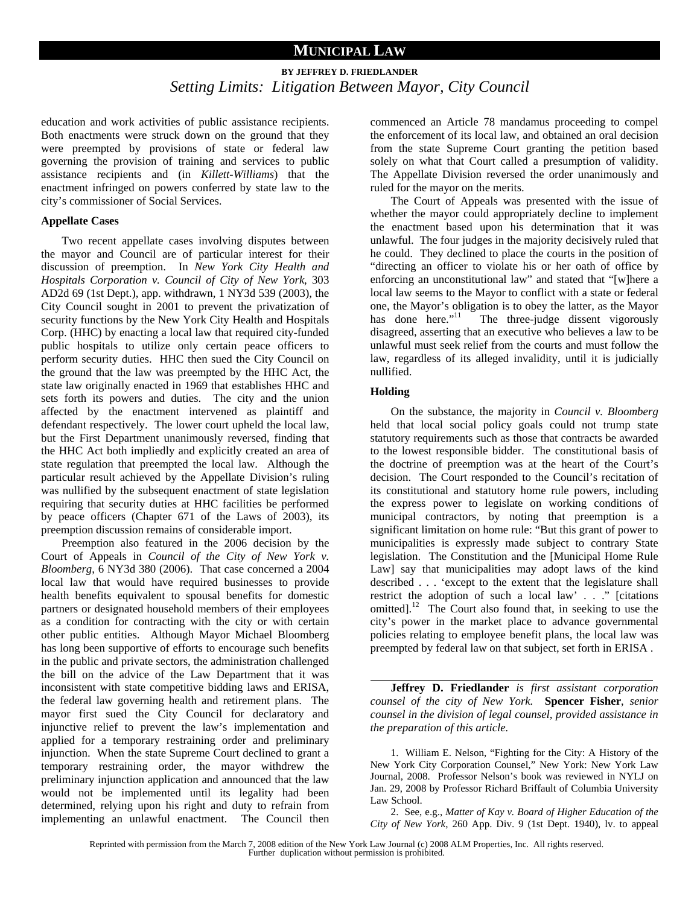education and work activities of public assistance recipients. Both enactments were struck down on the ground that they were preempted by provisions of state or federal law governing the provision of training and services to public assistance recipients and (in *Killett-Williams*) that the enactment infringed on powers conferred by state law to the city's commissioner of Social Services.

**Appellate Cases**

Two recent appellate cases involving disputes between the mayor and Council are of particular interest for their discussion of preemption. In *New York City Health and Hospitals Corporation v. Council of City of New York*, 303 AD2d 69 (1st Dept.), app. withdrawn, 1 NY3d 539 (2003), the City Council sought in 2001 to prevent the privatization of security functions by the New York City Health and Hospitals Corp. (HHC) by enacting a local law that required city-funded public hospitals to utilize only certain peace officers to perform security duties. HHC then sued the City Council on the ground that the law was preempted by the HHC Act, the state law originally enacted in 1969 that establishes HHC and sets forth its powers and duties. The city and the union affected by the enactment intervened as plaintiff and defendant respectively. The lower court upheld the local law, but the First Department unanimously reversed, finding that the HHC Act both impliedly and explicitly created an area of state regulation that preempted the local law. Although the particular result achieved by the Appellate Division's ruling was nullified by the subsequent enactment of state legislation requiring that security duties at HHC facilities be performed by peace officers (Chapter 671 of the Laws of 2003), its preemption discussion remains of considerable import.

Preemption also featured in the 2006 decision by the Court of Appeals in *Council of the City of New York v. Bloomberg*, 6 NY3d 380 (2006). That case concerned a 2004 local law that would have required businesses to provide health benefits equivalent to spousal benefits for domestic partners or designated household members of their employees as a condition for contracting with the city or with certain other public entities. Although Mayor Michael Bloomberg has long been supportive of efforts to encourage such benefits in the public and private sectors, the administration challenged the bill on the advice of the Law Department that it was inconsistent with state competitive bidding laws and ERISA, the federal law governing health and retirement plans. The mayor first sued the City Council for declaratory and injunctive relief to prevent the law's implementation and applied for a temporary restraining order and preliminary injunction. When the state Supreme Court declined to grant a temporary restraining order, the mayor withdrew the preliminary injunction application and announced that the law would not be implemented until its legality had been determined, relying upon his right and duty to refrain from implementing an unlawful enactment. The Council then commenced an Article 78 mandamus proceeding to compel the enforcement of its local law, and obtained an oral decision from the state Supreme Court granting the petition based solely on what that Court called a presumption of validity. The Appellate Division reversed the order unanimously and ruled for the mayor on the merits.

The Court of Appeals was presented with the issue of whether the mayor could appropriately decline to implement the enactment based upon his determination that it was unlawful. The four judges in the majority decisively ruled that he could. They declined to place the courts in the position of "directing an officer to violate his or her oath of office by enforcing an unconstitutional law" and stated that "[w]here a local law seems to the Mayor to conflict with a state or federal one, the Mayor's obligation is to obey the latter, as the Mayor has done here."[11] The three-judge dissent vigorously disagreed, asserting that an executive who believes a law to be unlawful must seek relief from the courts and must follow the law, regardless of its alleged invalidity, until it is judicially nullified.

**Holding**

On the substance, the majority in *Council v. Bloomberg* held that local social policy goals could not trump state statutory requirements such as those that contracts be awarded to the lowest responsible bidder. The constitutional basis of the doctrine of preemption was at the heart of the Court's decision. The Court responded to the Council's recitation of its constitutional and statutory home rule powers, including the express power to legislate on working conditions of municipal contractors, by noting that preemption is a significant limitation on home rule: "But this grant of power to municipalities is expressly made subject to contrary State legislation. The Constitution and the [Municipal Home Rule Law] say that municipalities may adopt laws of the kind described . . . 'except to the extent that the legislature shall restrict the adoption of such a local law' . . ." [citations omitted].[12] The Court also found that, in seeking to use the city's power in the market place to advance governmental policies relating to employee benefit plans, the local law was preempted by federal law on that subject, set forth in ERISA .

---

**Jeffrey D. Friedlander** *is first assistant corporation counsel of the city of New York.* **Spencer Fisher**, *senior counsel in the division of legal counsel, provided assistance in the preparation of this article.*

1. William E. Nelson, "Fighting for the City: A History of the New York City Corporation Counsel," New York: New York Law Journal, 2008. Professor Nelson's book was reviewed in NYLJ on Jan. 29, 2008 by Professor Richard Briffault of Columbia University Law School.

2. See, e.g., *Matter of Kay v. Board of Higher Education of the City of New York*, 260 App. Div. 9 (1st Dept. 1940), lv. to appeal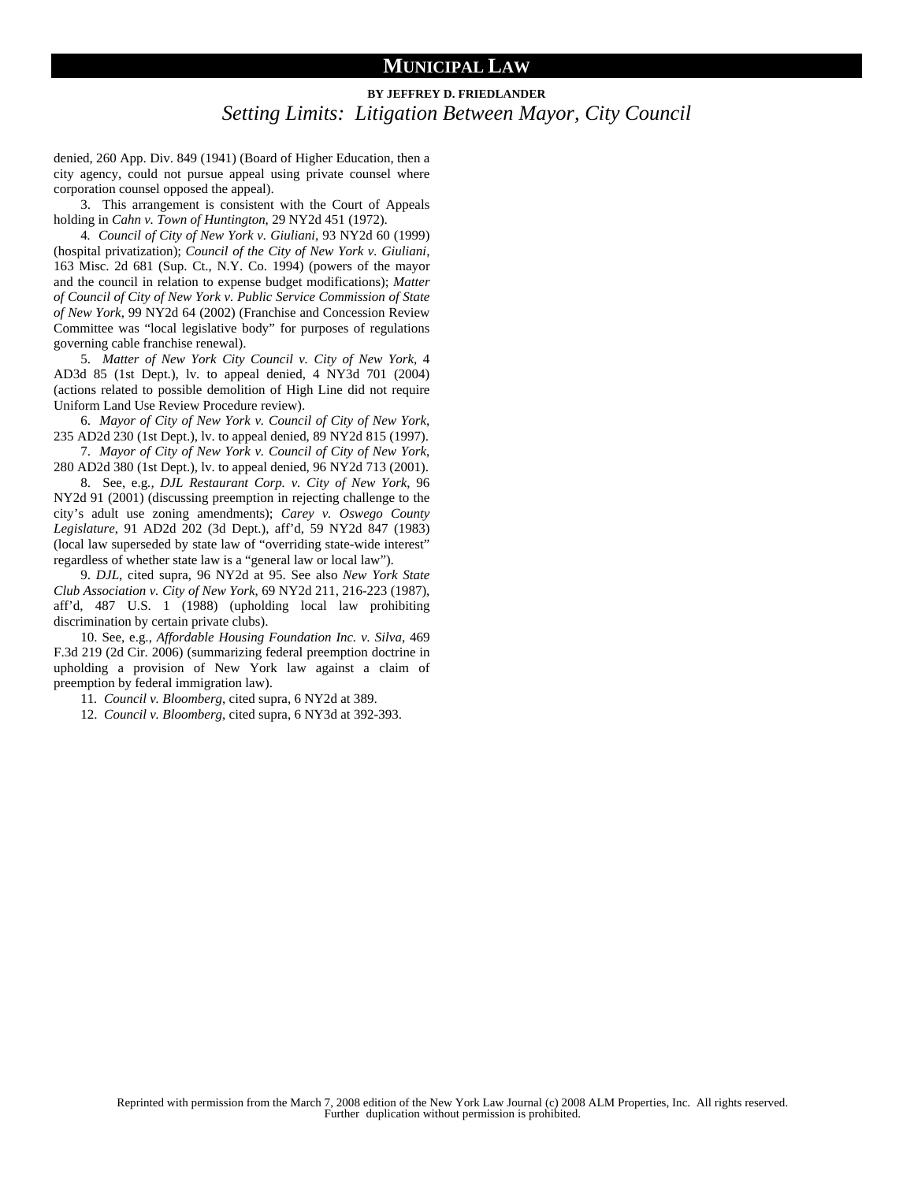denied, 260 App. Div. 849 (1941) (Board of Higher Education, then a city agency, could not pursue appeal using private counsel where corporation counsel opposed the appeal).

3. This arrangement is consistent with the Court of Appeals holding in *Cahn v. Town of Huntington*, 29 NY2d 451 (1972).

4. *Council of City of New York v. Giuliani*, 93 NY2d 60 (1999) (hospital privatization); *Council of the City of New York v. Giuliani*, 163 Misc. 2d 681 (Sup. Ct., N.Y. Co. 1994) (powers of the mayor and the council in relation to expense budget modifications); *Matter of Council of City of New York v. Public Service Commission of State of New York*, 99 NY2d 64 (2002) (Franchise and Concession Review Committee was "local legislative body" for purposes of regulations governing cable franchise renewal).

5. *Matter of New York City Council v. City of New York*, 4 AD3d 85 (1st Dept.), lv. to appeal denied, 4 NY3d 701 (2004) (actions related to possible demolition of High Line did not require Uniform Land Use Review Procedure review).

6. *Mayor of City of New York v. Council of City of New York*, 235 AD2d 230 (1st Dept.), lv. to appeal denied, 89 NY2d 815 (1997).

7. *Mayor of City of New York v. Council of City of New York*, 280 AD2d 380 (1st Dept.), lv. to appeal denied, 96 NY2d 713 (2001).

8. See, e.g., *DJL Restaurant Corp. v. City of New York*, 96 NY2d 91 (2001) (discussing preemption in rejecting challenge to the city's adult use zoning amendments); *Carey v. Oswego County Legislature*, 91 AD2d 202 (3d Dept.), aff'd, 59 NY2d 847 (1983) (local law superseded by state law of "overriding state-wide interest" regardless of whether state law is a "general law or local law").

9. *DJL*, cited supra, 96 NY2d at 95. See also *New York State Club Association v. City of New York*, 69 NY2d 211, 216-223 (1987), aff'd, 487 U.S. 1 (1988) (upholding local law prohibiting discrimination by certain private clubs).

10. See, e.g., *Affordable Housing Foundation Inc. v. Silva*, 469 F.3d 219 (2d Cir. 2006) (summarizing federal preemption doctrine in upholding a provision of New York law against a claim of preemption by federal immigration law).

11. *Council v. Bloomberg*, cited supra, 6 NY2d at 389.

12. *Council v. Bloomberg*, cited supra, 6 NY3d at 392-393.